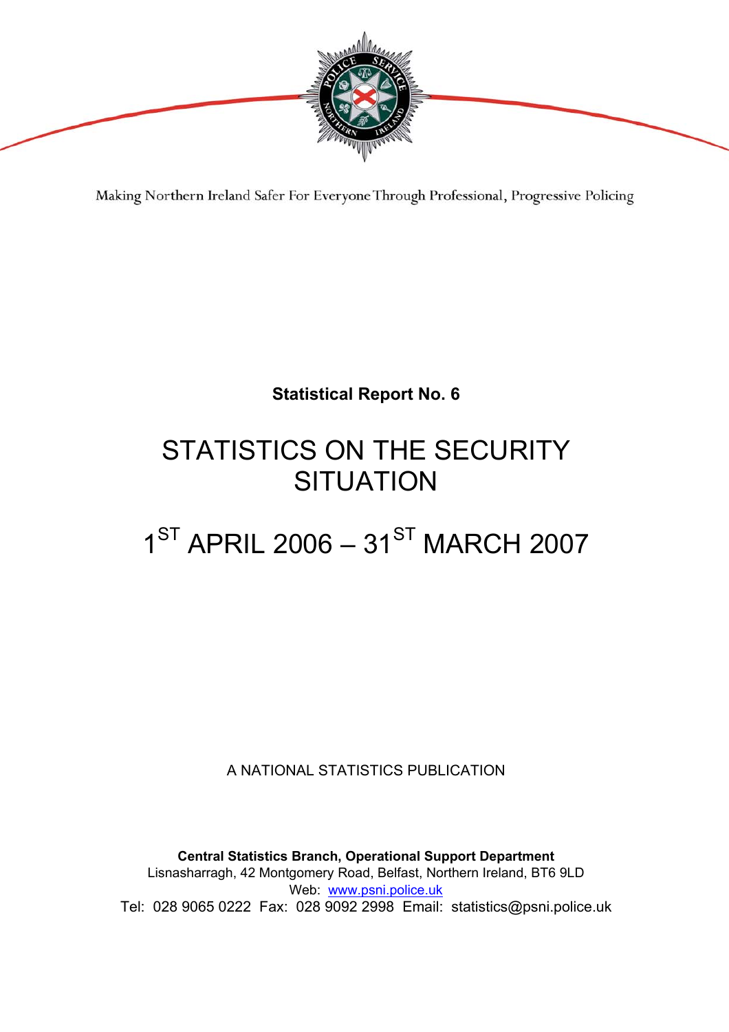Making Northern Ireland Safer For Everyone Through Professional, Progressive Policing

**Statistical Report No. 6**

# STATISTICS ON THE SECURITY SITUATION

# 1ST APRIL 2006 – 31ST MARCH 2007

A NATIONAL STATISTICS PUBLICATION

**Central Statistics Branch, Operational Support Department**
Lisnasharragh, 42 Montgomery Road, Belfast, Northern Ireland, BT6 9LD
Web: [www.psni.police.uk](http://www.psni.police.uk)
Tel: 028 9065 0222 Fax: 028 9092 2998 Email: statistics@psni.police.uk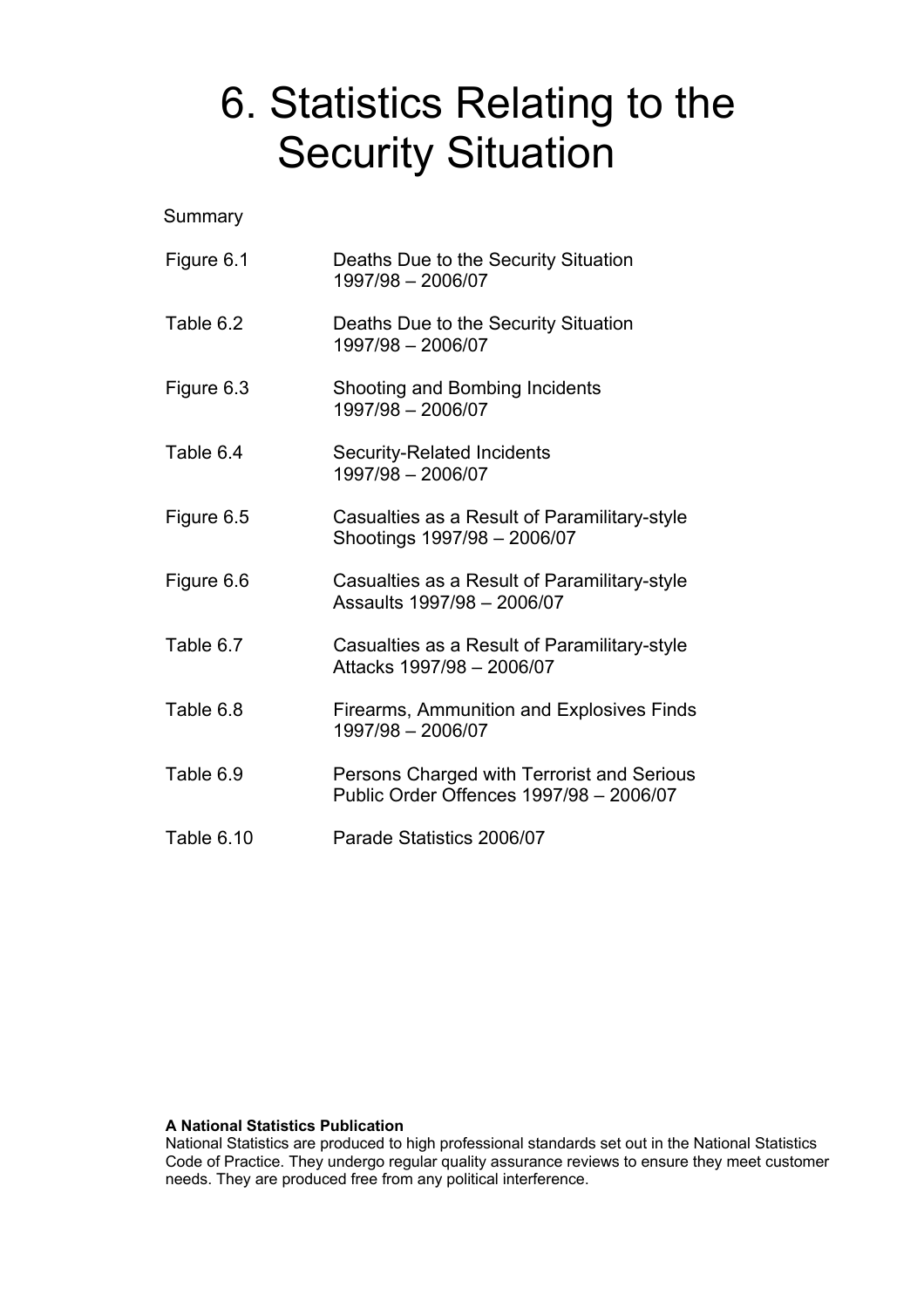# 6. Statistics Relating to the Security Situation

Summary

| | |
|---|---|
| Figure 6.1 | Deaths Due to the Security Situation 1997/98 – 2006/07 |
| Table 6.2 | Deaths Due to the Security Situation 1997/98 – 2006/07 |
| Figure 6.3 | Shooting and Bombing Incidents 1997/98 – 2006/07 |
| Table 6.4 | Security-Related Incidents 1997/98 – 2006/07 |
| Figure 6.5 | Casualties as a Result of Paramilitary-style Shootings 1997/98 – 2006/07 |
| Figure 6.6 | Casualties as a Result of Paramilitary-style Assaults 1997/98 – 2006/07 |
| Table 6.7 | Casualties as a Result of Paramilitary-style Attacks 1997/98 – 2006/07 |
| Table 6.8 | Firearms, Ammunition and Explosives Finds 1997/98 – 2006/07 |
| Table 6.9 | Persons Charged with Terrorist and Serious Public Order Offences 1997/98 – 2006/07 |
| Table 6.10 | Parade Statistics 2006/07 |

**A National Statistics Publication**
National Statistics are produced to high professional standards set out in the National Statistics Code of Practice. They undergo regular quality assurance reviews to ensure they meet customer needs. They are produced free from any political interference.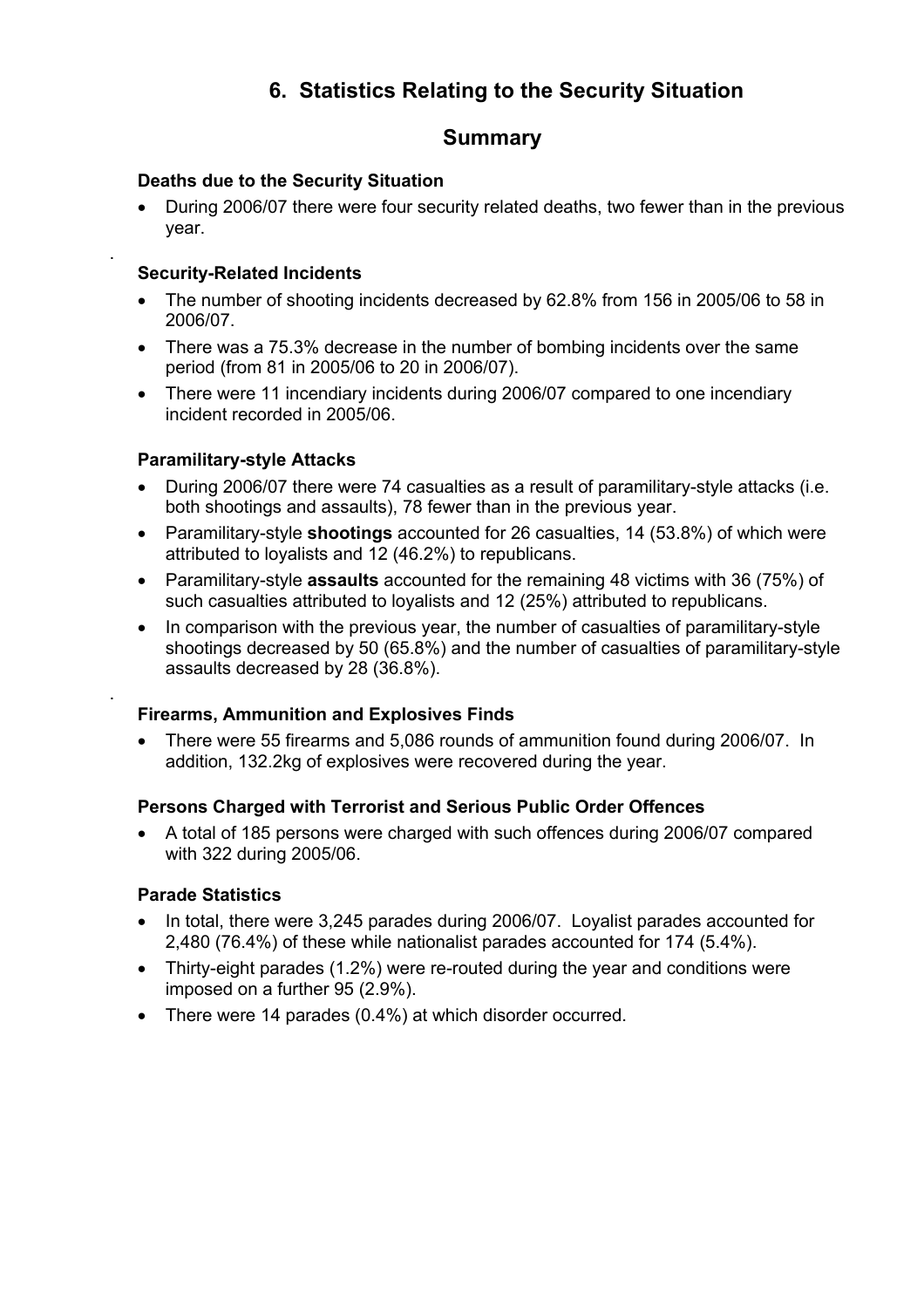# 6. Statistics Relating to the Security Situation

## Summary

### Deaths due to the Security Situation

- During 2006/07 there were four security related deaths, two fewer than in the previous year.

### Security-Related Incidents

- The number of shooting incidents decreased by 62.8% from 156 in 2005/06 to 58 in 2006/07.
- There was a 75.3% decrease in the number of bombing incidents over the same period (from 81 in 2005/06 to 20 in 2006/07).
- There were 11 incendiary incidents during 2006/07 compared to one incendiary incident recorded in 2005/06.

### Paramilitary-style Attacks

- During 2006/07 there were 74 casualties as a result of paramilitary-style attacks (i.e. both shootings and assaults), 78 fewer than in the previous year.
- Paramilitary-style **shootings** accounted for 26 casualties, 14 (53.8%) of which were attributed to loyalists and 12 (46.2%) to republicans.
- Paramilitary-style **assaults** accounted for the remaining 48 victims with 36 (75%) of such casualties attributed to loyalists and 12 (25%) attributed to republicans.
- In comparison with the previous year, the number of casualties of paramilitary-style shootings decreased by 50 (65.8%) and the number of casualties of paramilitary-style assaults decreased by 28 (36.8%).

### Firearms, Ammunition and Explosives Finds

- There were 55 firearms and 5,086 rounds of ammunition found during 2006/07. In addition, 132.2kg of explosives were recovered during the year.

### Persons Charged with Terrorist and Serious Public Order Offences

- A total of 185 persons were charged with such offences during 2006/07 compared with 322 during 2005/06.

### Parade Statistics

- In total, there were 3,245 parades during 2006/07. Loyalist parades accounted for 2,480 (76.4%) of these while nationalist parades accounted for 174 (5.4%).
- Thirty-eight parades (1.2%) were re-routed during the year and conditions were imposed on a further 95 (2.9%).
- There were 14 parades (0.4%) at which disorder occurred.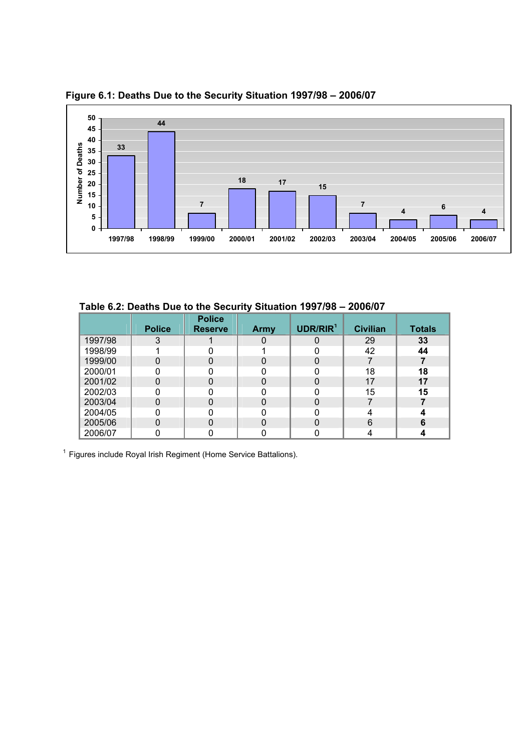**Figure 6.1: Deaths Due to the Security Situation 1997/98 – 2006/07**

| Year | Number of Deaths |
|---|---|
| 1997/98 | 33 |
| 1998/99 | 44 |
| 1999/00 | 7 |
| 2000/01 | 18 |
| 2001/02 | 17 |
| 2002/03 | 15 |
| 2003/04 | 7 |
| 2004/05 | 4 |
| 2005/06 | 6 |
| 2006/07 | 4 |

**Table 6.2: Deaths Due to the Security Situation 1997/98 – 2006/07**

| | Police | Police Reserve | Army | UDR/RIR[1] | Civilian | Totals |
|---|---|---|---|---|---|---|
| 1997/98 | 3 | 1 | 0 | 0 | 29 | **33** |
| 1998/99 | 1 | 0 | 1 | 0 | 42 | **44** |
| 1999/00 | 0 | 0 | 0 | 0 | 7 | **7** |
| 2000/01 | 0 | 0 | 0 | 0 | 18 | **18** |
| 2001/02 | 0 | 0 | 0 | 0 | 17 | **17** |
| 2002/03 | 0 | 0 | 0 | 0 | 15 | **15** |
| 2003/04 | 0 | 0 | 0 | 0 | 7 | **7** |
| 2004/05 | 0 | 0 | 0 | 0 | 4 | **4** |
| 2005/06 | 0 | 0 | 0 | 0 | 6 | **6** |
| 2006/07 | 0 | 0 | 0 | 0 | 4 | **4** |

[1] Figures include Royal Irish Regiment (Home Service Battalions).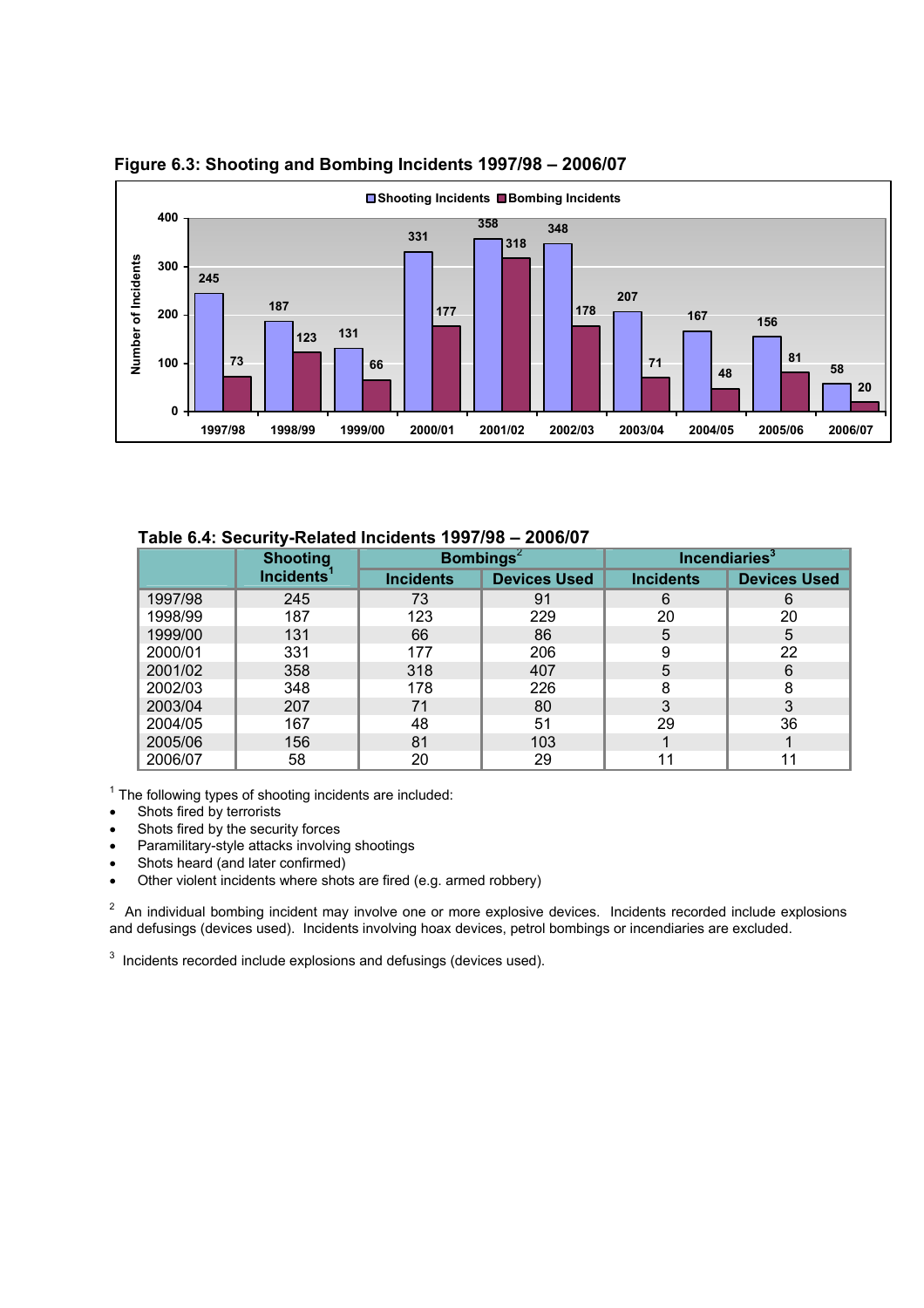**Figure 6.3: Shooting and Bombing Incidents 1997/98 – 2006/07**

| Year | Shooting Incidents | Bombing Incidents |
|---|---|---|
| 1997/98 | 245 | 73 |
| 1998/99 | 187 | 123 |
| 1999/00 | 131 | 66 |
| 2000/01 | 331 | 177 |
| 2001/02 | 358 | 318 |
| 2002/03 | 348 | 178 |
| 2003/04 | 207 | 71 |
| 2004/05 | 167 | 48 |
| 2005/06 | 156 | 81 |
| 2006/07 | 58 | 20 |

**Table 6.4: Security-Related Incidents 1997/98 – 2006/07**

| | Shooting Incidents[1] | Bombings[2] | | Incendiaries[3] | |
|---|---|---|---|---|---|
| | | Incidents | Devices Used | Incidents | Devices Used |
| 1997/98 | 245 | 73 | 91 | 6 | 6 |
| 1998/99 | 187 | 123 | 229 | 20 | 20 |
| 1999/00 | 131 | 66 | 86 | 5 | 5 |
| 2000/01 | 331 | 177 | 206 | 9 | 22 |
| 2001/02 | 358 | 318 | 407 | 5 | 6 |
| 2002/03 | 348 | 178 | 226 | 8 | 8 |
| 2003/04 | 207 | 71 | 80 | 3 | 3 |
| 2004/05 | 167 | 48 | 51 | 29 | 36 |
| 2005/06 | 156 | 81 | 103 | 1 | 1 |
| 2006/07 | 58 | 20 | 29 | 11 | 11 |

[1] The following types of shooting incidents are included:

- Shots fired by terrorists
- Shots fired by the security forces
- Paramilitary-style attacks involving shootings
- Shots heard (and later confirmed)
- Other violent incidents where shots are fired (e.g. armed robbery)

[2] An individual bombing incident may involve one or more explosive devices. Incidents recorded include explosions and defusings (devices used). Incidents involving hoax devices, petrol bombings or incendiaries are excluded.

[3] Incidents recorded include explosions and defusings (devices used).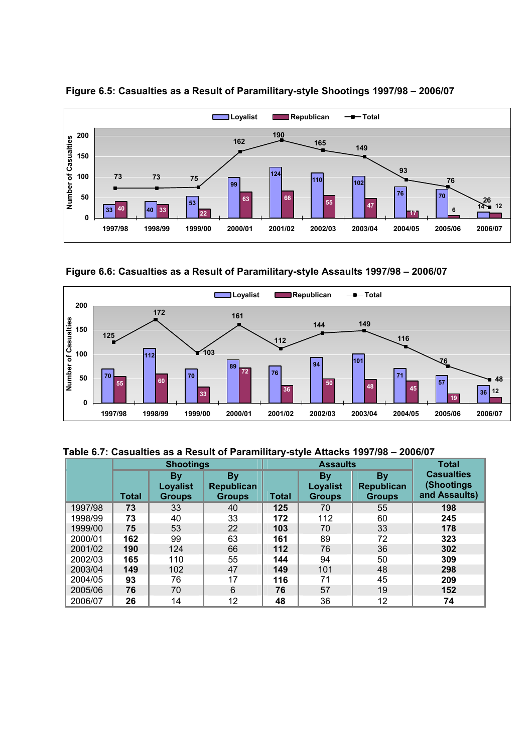**Figure 6.5: Casualties as a Result of Paramilitary-style Shootings 1997/98 – 2006/07**

**Figure 6.6: Casualties as a Result of Paramilitary-style Assaults 1997/98 – 2006/07**

**Table 6.7: Casualties as a Result of Paramilitary-style Attacks 1997/98 – 2006/07**

| | Shootings | | | Assaults | | | Total Casualties (Shootings and Assaults) |
|---|---|---|---|---|---|---|---|
| | Total | By Loyalist Groups | By Republican Groups | Total | By Loyalist Groups | By Republican Groups | |
| 1997/98 | **73** | 33 | 40 | **125** | 70 | 55 | **198** |
| 1998/99 | **73** | 40 | 33 | **172** | 112 | 60 | **245** |
| 1999/00 | **75** | 53 | 22 | **103** | 70 | 33 | **178** |
| 2000/01 | **162** | 99 | 63 | **161** | 89 | 72 | **323** |
| 2001/02 | **190** | 124 | 66 | **112** | 76 | 36 | **302** |
| 2002/03 | **165** | 110 | 55 | **144** | 94 | 50 | **309** |
| 2003/04 | **149** | 102 | 47 | **149** | 101 | 48 | **298** |
| 2004/05 | **93** | 76 | 17 | **116** | 71 | 45 | **209** |
| 2005/06 | **76** | 70 | 6 | **76** | 57 | 19 | **152** |
| 2006/07 | **26** | 14 | 12 | **48** | 36 | 12 | **74** |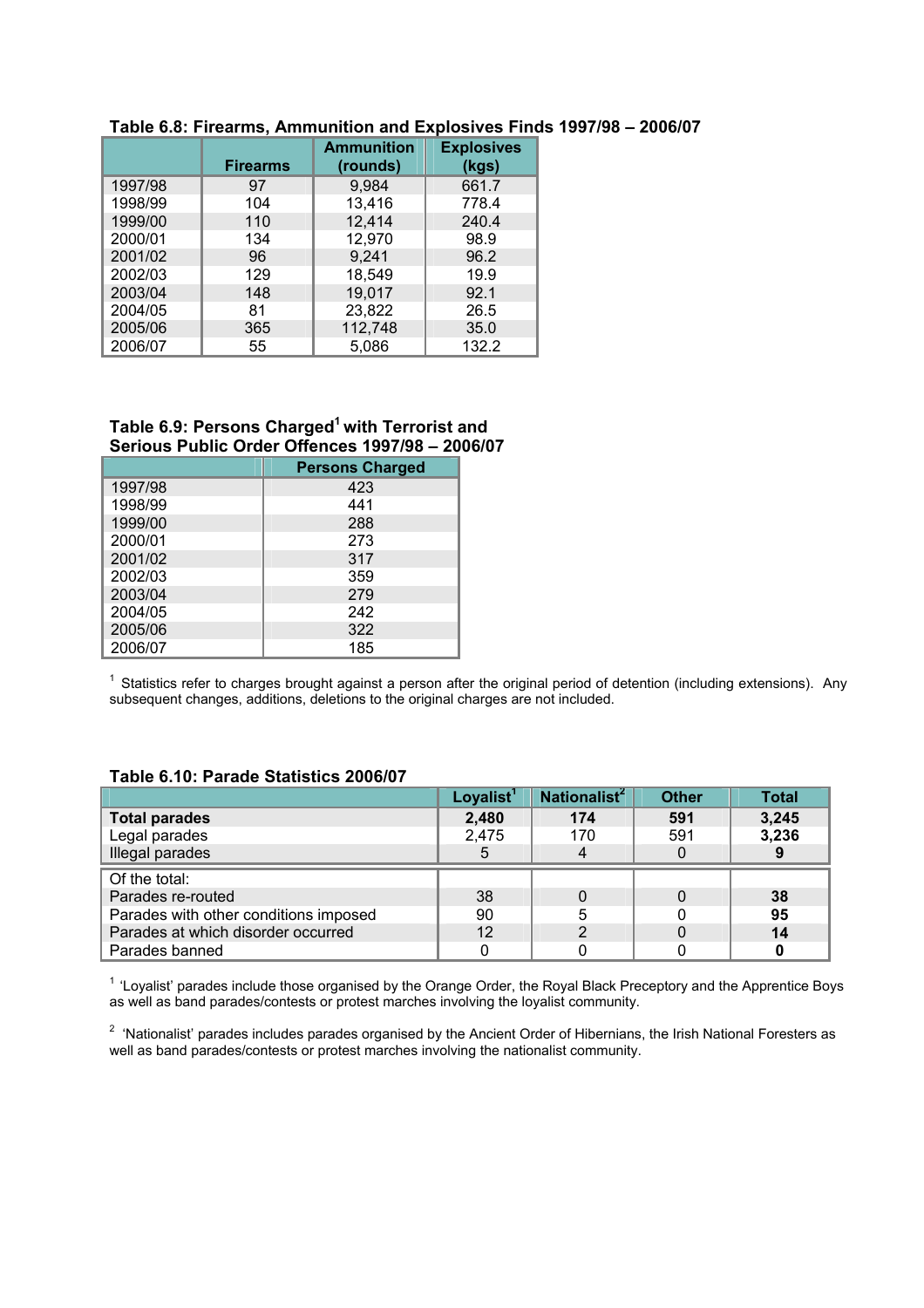### Table 6.8: Firearms, Ammunition and Explosives Finds 1997/98 – 2006/07

| | Firearms | Ammunition (rounds) | Explosives (kgs) |
|---|---|---|---|
| 1997/98 | 97 | 9,984 | 661.7 |
| 1998/99 | 104 | 13,416 | 778.4 |
| 1999/00 | 110 | 12,414 | 240.4 |
| 2000/01 | 134 | 12,970 | 98.9 |
| 2001/02 | 96 | 9,241 | 96.2 |
| 2002/03 | 129 | 18,549 | 19.9 |
| 2003/04 | 148 | 19,017 | 92.1 |
| 2004/05 | 81 | 23,822 | 26.5 |
| 2005/06 | 365 | 112,748 | 35.0 |
| 2006/07 | 55 | 5,086 | 132.2 |

### Table 6.9: Persons Charged[1] with Terrorist and Serious Public Order Offences 1997/98 – 2006/07

| | Persons Charged |
|---|---|
| 1997/98 | 423 |
| 1998/99 | 441 |
| 1999/00 | 288 |
| 2000/01 | 273 |
| 2001/02 | 317 |
| 2002/03 | 359 |
| 2003/04 | 279 |
| 2004/05 | 242 |
| 2005/06 | 322 |
| 2006/07 | 185 |

[1] Statistics refer to charges brought against a person after the original period of detention (including extensions). Any subsequent changes, additions, deletions to the original charges are not included.

### Table 6.10: Parade Statistics 2006/07

| | Loyalist[1] | Nationalist[2] | Other | Total |
|---|---|---|---|---|
| **Total parades** | **2,480** | **174** | **591** | **3,245** |
| Legal parades | 2,475 | 170 | 591 | **3,236** |
| Illegal parades | 5 | 4 | 0 | **9** |
| Of the total: | | | | |
| Parades re-routed | 38 | 0 | 0 | **38** |
| Parades with other conditions imposed | 90 | 5 | 0 | **95** |
| Parades at which disorder occurred | 12 | 2 | 0 | **14** |
| Parades banned | 0 | 0 | 0 | **0** |

[1] 'Loyalist' parades include those organised by the Orange Order, the Royal Black Preceptory and the Apprentice Boys as well as band parades/contests or protest marches involving the loyalist community.

[2] 'Nationalist' parades includes parades organised by the Ancient Order of Hibernians, the Irish National Foresters as well as band parades/contests or protest marches involving the nationalist community.